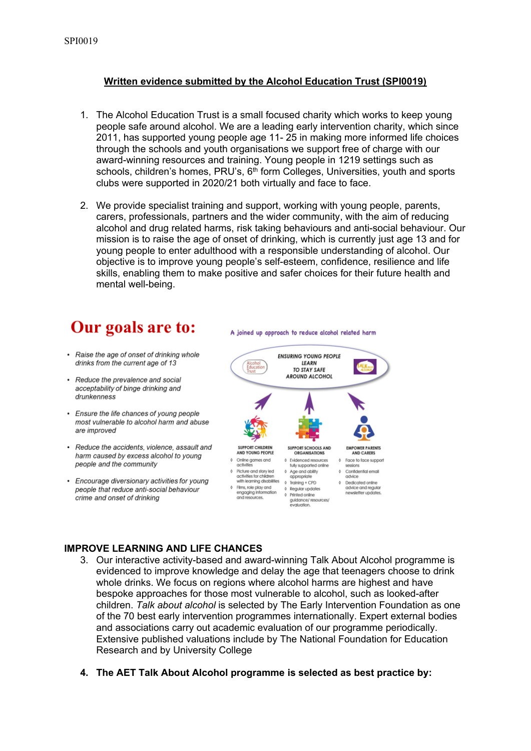SPI0019

# Written evidence submitted by the Alcohol Education Trust (SPI0019)

1. The Alcohol Education Trust is a small focused charity which works to keep young people safe around alcohol. We are a leading early intervention charity, which since 2011, has supported young people age 11- 25 in making more informed life choices through the schools and youth organisations we support free of charge with our award-winning resources and training. Young people in 1219 settings such as schools, children's homes, PRU's, 6th form Colleges, Universities, youth and sports clubs were supported in 2020/21 both virtually and face to face.

2. We provide specialist training and support, working with young people, parents, carers, professionals, partners and the wider community, with the aim of reducing alcohol and drug related harms, risk taking behaviours and anti-social behaviour. Our mission is to raise the age of onset of drinking, which is currently just age 13 and for young people to enter adulthood with a responsible understanding of alcohol. Our objective is to improve young people's self-esteem, confidence, resilience and life skills, enabling them to make positive and safer choices for their future health and mental well-being.

## Our goals are to:

- *Raise the age of onset of drinking whole drinks from the current age of 13*
- *Reduce the prevalence and social acceptability of binge drinking and drunkenness*
- *Ensure the life chances of young people most vulnerable to alcohol harm and abuse are improved*
- *Reduce the accidents, violence, assault and harm caused by excess alcohol to young people and the community*
- *Encourage diversionary activities for young people that reduce anti-social behaviour crime and onset of drinking*

A joined up approach to reduce alcohol related harm

ENSURING YOUNG PEOPLE LEARN TO STAY SAFE AROUND ALCOHOL

SUPPORT CHILDREN AND YOUNG PEOPLE
- Online games and activities
- Picture and story led activities for children with learning disabilities
- Films, role play and engaging information and resources.

SUPPORT SCHOOLS AND ORGANISATIONS
- Evidenced resources fully supported online
- Age and ability appropriate
- Training + CPD
- Regular updates
- Printed online guidance/ resources/ evaluation.

EMPOWER PARENTS AND CARERS
- Face to face support sessions
- Confidential email advice
- Dedicated online advice and regular newsletter updates.

## IMPROVE LEARNING AND LIFE CHANCES

3. Our interactive activity-based and award-winning Talk About Alcohol programme is evidenced to improve knowledge and delay the age that teenagers choose to drink whole drinks. We focus on regions where alcohol harms are highest and have bespoke approaches for those most vulnerable to alcohol, such as looked-after children. *Talk about alcohol* is selected by The Early Intervention Foundation as one of the 70 best early intervention programmes internationally. Expert external bodies and associations carry out academic evaluation of our programme periodically. Extensive published valuations include by The National Foundation for Education Research and by University College

4. **The AET Talk About Alcohol programme is selected as best practice by:**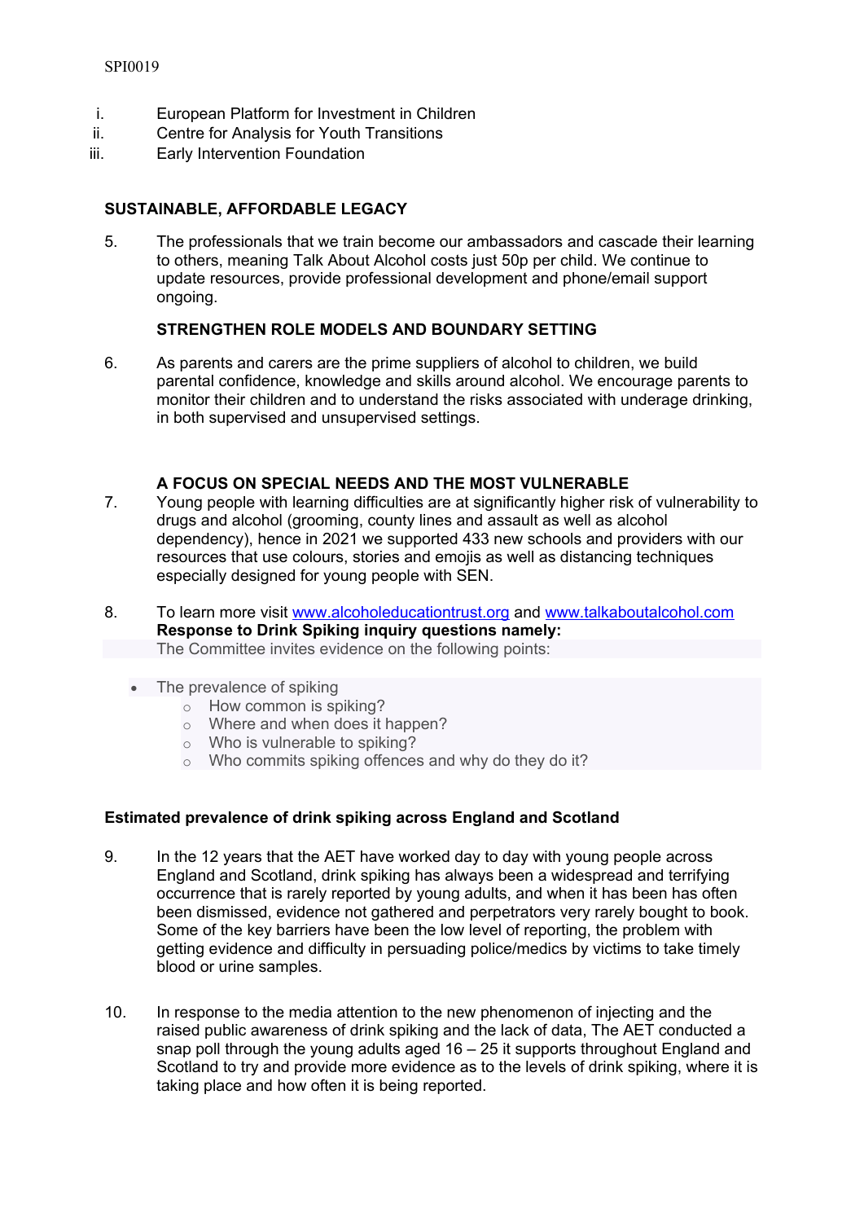i. European Platform for Investment in Children
ii. Centre for Analysis for Youth Transitions
iii. Early Intervention Foundation

**SUSTAINABLE, AFFORDABLE LEGACY**

5. The professionals that we train become our ambassadors and cascade their learning to others, meaning Talk About Alcohol costs just 50p per child. We continue to update resources, provide professional development and phone/email support ongoing.

**STRENGTHEN ROLE MODELS AND BOUNDARY SETTING**

6. As parents and carers are the prime suppliers of alcohol to children, we build parental confidence, knowledge and skills around alcohol. We encourage parents to monitor their children and to understand the risks associated with underage drinking, in both supervised and unsupervised settings.

**A FOCUS ON SPECIAL NEEDS AND THE MOST VULNERABLE**

7. Young people with learning difficulties are at significantly higher risk of vulnerability to drugs and alcohol (grooming, county lines and assault as well as alcohol dependency), hence in 2021 we supported 433 new schools and providers with our resources that use colours, stories and emojis as well as distancing techniques especially designed for young people with SEN.

8. To learn more visit [www.alcoholeducationtrust.org](www.alcoholeducationtrust.org) and [www.talkaboutalcohol.com](www.talkaboutalcohol.com)
**Response to Drink Spiking inquiry questions namely:**
The Committee invites evidence on the following points:

- The prevalence of spiking
  - How common is spiking?
  - Where and when does it happen?
  - Who is vulnerable to spiking?
  - Who commits spiking offences and why do they do it?

**Estimated prevalence of drink spiking across England and Scotland**

9. In the 12 years that the AET have worked day to day with young people across England and Scotland, drink spiking has always been a widespread and terrifying occurrence that is rarely reported by young adults, and when it has been has often been dismissed, evidence not gathered and perpetrators very rarely bought to book. Some of the key barriers have been the low level of reporting, the problem with getting evidence and difficulty in persuading police/medics by victims to take timely blood or urine samples.

10. In response to the media attention to the new phenomenon of injecting and the raised public awareness of drink spiking and the lack of data, The AET conducted a snap poll through the young adults aged 16 – 25 it supports throughout England and Scotland to try and provide more evidence as to the levels of drink spiking, where it is taking place and how often it is being reported.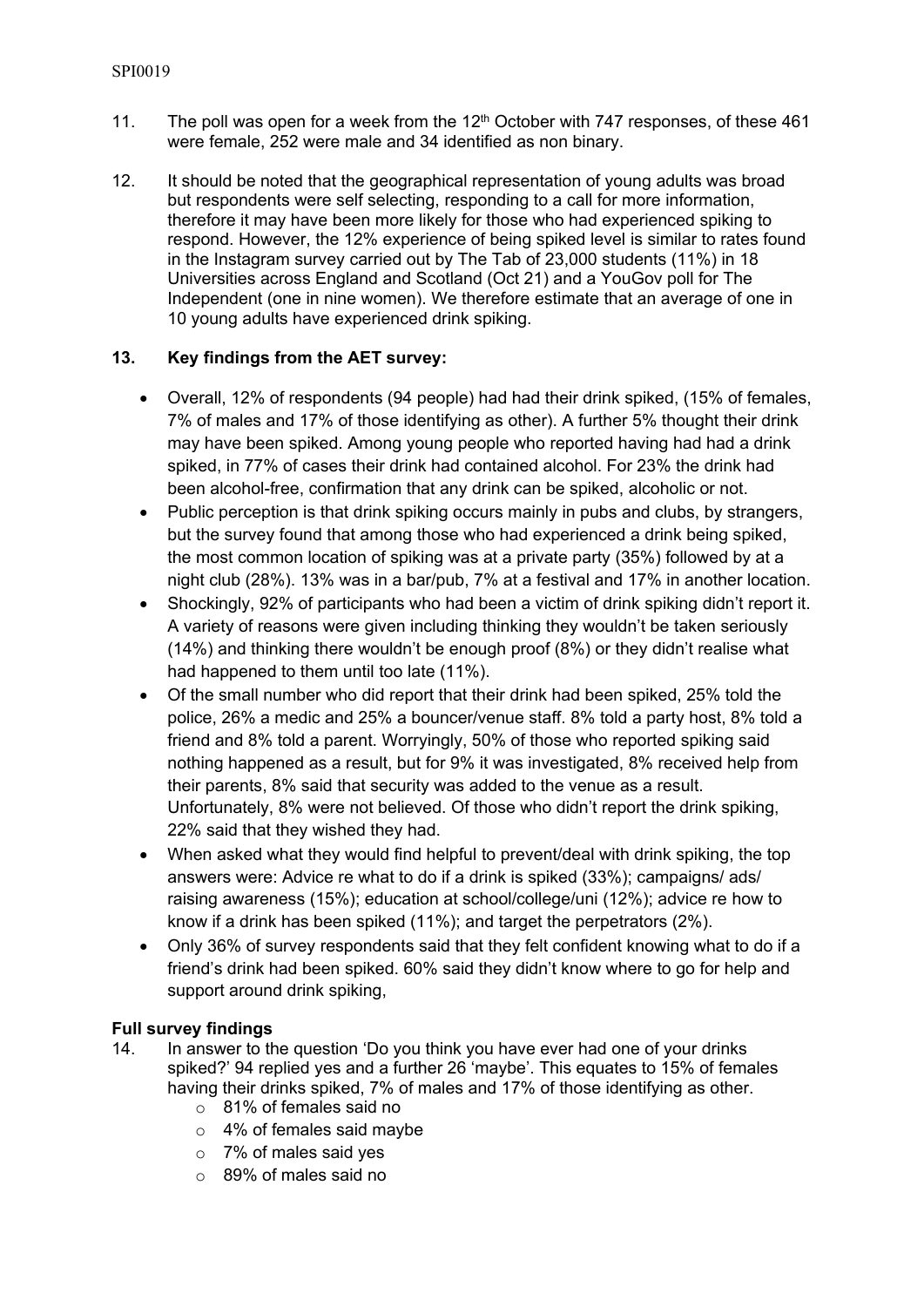11. The poll was open for a week from the 12th October with 747 responses, of these 461 were female, 252 were male and 34 identified as non binary.

12. It should be noted that the geographical representation of young adults was broad but respondents were self selecting, responding to a call for more information, therefore it may have been more likely for those who had experienced spiking to respond. However, the 12% experience of being spiked level is similar to rates found in the Instagram survey carried out by The Tab of 23,000 students (11%) in 18 Universities across England and Scotland (Oct 21) and a YouGov poll for The Independent (one in nine women). We therefore estimate that an average of one in 10 young adults have experienced drink spiking.

13. **Key findings from the AET survey:**

- Overall, 12% of respondents (94 people) had had their drink spiked, (15% of females, 7% of males and 17% of those identifying as other). A further 5% thought their drink may have been spiked. Among young people who reported having had a drink spiked, in 77% of cases their drink had contained alcohol. For 23% the drink had been alcohol-free, confirmation that any drink can be spiked, alcoholic or not.
- Public perception is that drink spiking occurs mainly in pubs and clubs, by strangers, but the survey found that among those who had experienced a drink being spiked, the most common location of spiking was at a private party (35%) followed by at a night club (28%). 13% was in a bar/pub, 7% at a festival and 17% in another location.
- Shockingly, 92% of participants who had been a victim of drink spiking didn't report it. A variety of reasons were given including thinking they wouldn't be taken seriously (14%) and thinking there wouldn't be enough proof (8%) or they didn't realise what had happened to them until too late (11%).
- Of the small number who did report that their drink had been spiked, 25% told the police, 26% a medic and 25% a bouncer/venue staff. 8% told a party host, 8% told a friend and 8% told a parent. Worryingly, 50% of those who reported spiking said nothing happened as a result, but for 9% it was investigated, 8% received help from their parents, 8% said that security was added to the venue as a result. Unfortunately, 8% were not believed. Of those who didn't report the drink spiking, 22% said that they wished they had.
- When asked what they would find helpful to prevent/deal with drink spiking, the top answers were: Advice re what to do if a drink is spiked (33%); campaigns/ ads/ raising awareness (15%); education at school/college/uni (12%); advice re how to know if a drink has been spiked (11%); and target the perpetrators (2%).
- Only 36% of survey respondents said that they felt confident knowing what to do if a friend's drink had been spiked. 60% said they didn't know where to go for help and support around drink spiking,

**Full survey findings**

14. In answer to the question 'Do you think you have ever had one of your drinks spiked?' 94 replied yes and a further 26 'maybe'. This equates to 15% of females having their drinks spiked, 7% of males and 17% of those identifying as other.
    - 81% of females said no
    - 4% of females said maybe
    - 7% of males said yes
    - 89% of males said no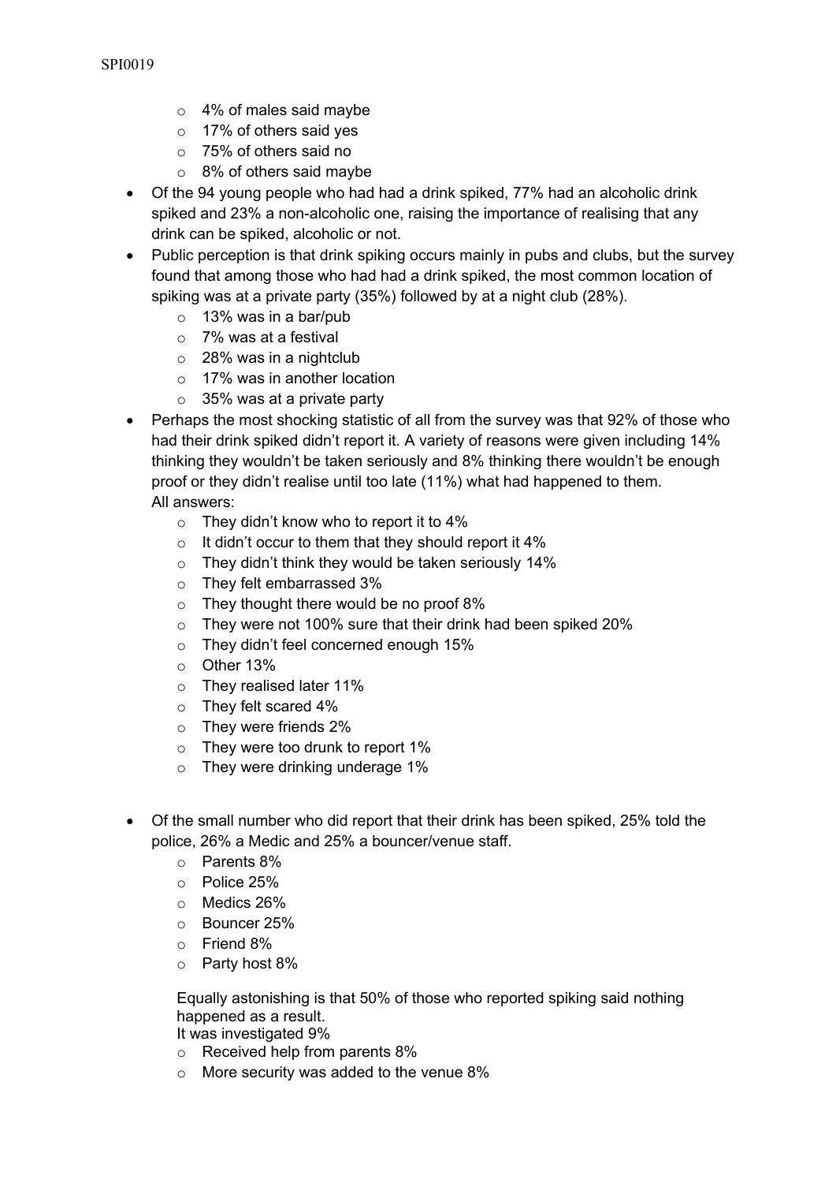- 4% of males said maybe
- 17% of others said yes
- 75% of others said no
- 8% of others said maybe

- Of the 94 young people who had had a drink spiked, 77% had an alcoholic drink spiked and 23% a non-alcoholic one, raising the importance of realising that any drink can be spiked, alcoholic or not.
- Public perception is that drink spiking occurs mainly in pubs and clubs, but the survey found that among those who had had a drink spiked, the most common location of spiking was at a private party (35%) followed by at a night club (28%).
  - 13% was in a bar/pub
  - 7% was at a festival
  - 28% was in a nightclub
  - 17% was in another location
  - 35% was at a private party
- Perhaps the most shocking statistic of all from the survey was that 92% of those who had their drink spiked didn't report it. A variety of reasons were given including 14% thinking they wouldn't be taken seriously and 8% thinking there wouldn't be enough proof or they didn't realise until too late (11%) what had happened to them.
  All answers:
  - They didn't know who to report it to 4%
  - It didn't occur to them that they should report it 4%
  - They didn't think they would be taken seriously 14%
  - They felt embarrassed 3%
  - They thought there would be no proof 8%
  - They were not 100% sure that their drink had been spiked 20%
  - They didn't feel concerned enough 15%
  - Other 13%
  - They realised later 11%
  - They felt scared 4%
  - They were friends 2%
  - They were too drunk to report 1%
  - They were drinking underage 1%

- Of the small number who did report that their drink has been spiked, 25% told the police, 26% a Medic and 25% a bouncer/venue staff.
  - Parents 8%
  - Police 25%
  - Medics 26%
  - Bouncer 25%
  - Friend 8%
  - Party host 8%

  Equally astonishing is that 50% of those who reported spiking said nothing happened as a result.
  It was investigated 9%
  - Received help from parents 8%
  - More security was added to the venue 8%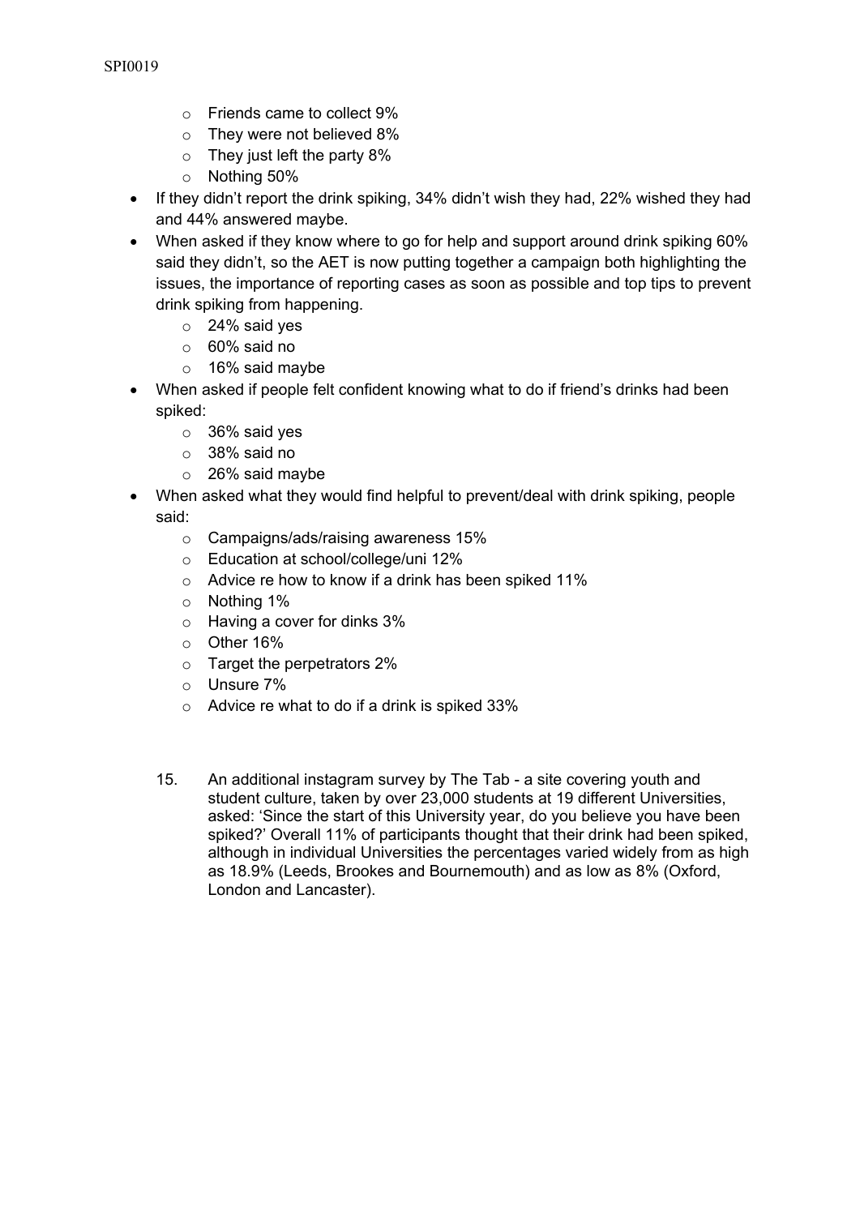- Friends came to collect 9%
  - They were not believed 8%
  - They just left the party 8%
  - Nothing 50%
- If they didn't report the drink spiking, 34% didn't wish they had, 22% wished they had and 44% answered maybe.
- When asked if they know where to go for help and support around drink spiking 60% said they didn't, so the AET is now putting together a campaign both highlighting the issues, the importance of reporting cases as soon as possible and top tips to prevent drink spiking from happening.
  - 24% said yes
  - 60% said no
  - 16% said maybe
- When asked if people felt confident knowing what to do if friend's drinks had been spiked:
  - 36% said yes
  - 38% said no
  - 26% said maybe
- When asked what they would find helpful to prevent/deal with drink spiking, people said:
  - Campaigns/ads/raising awareness 15%
  - Education at school/college/uni 12%
  - Advice re how to know if a drink has been spiked 11%
  - Nothing 1%
  - Having a cover for dinks 3%
  - Other 16%
  - Target the perpetrators 2%
  - Unsure 7%
  - Advice re what to do if a drink is spiked 33%

15. An additional instagram survey by The Tab - a site covering youth and student culture, taken by over 23,000 students at 19 different Universities, asked: 'Since the start of this University year, do you believe you have been spiked?' Overall 11% of participants thought that their drink had been spiked, although in individual Universities the percentages varied widely from as high as 18.9% (Leeds, Brookes and Bournemouth) and as low as 8% (Oxford, London and Lancaster).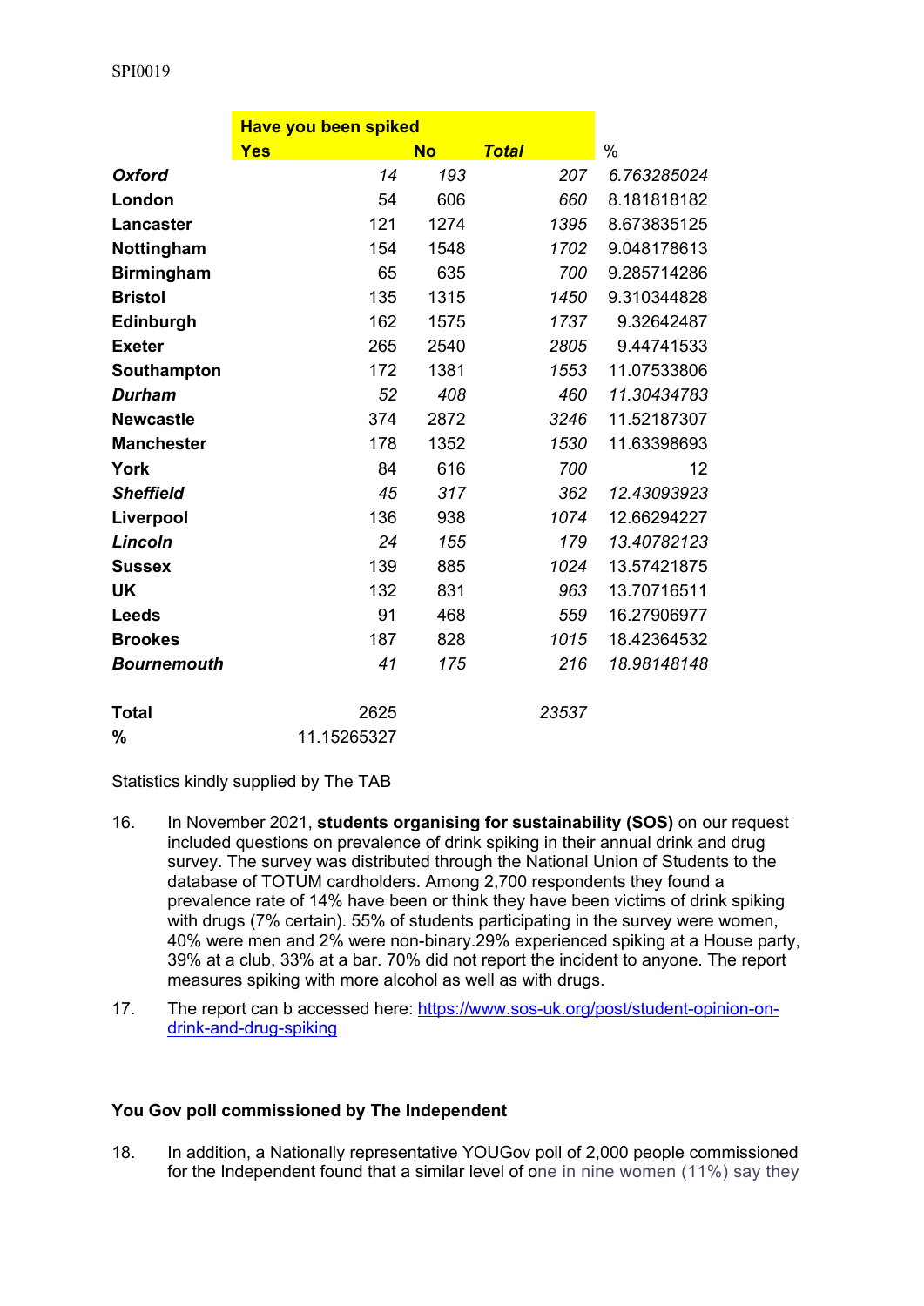SPI0019

| | Have you been spiked | | | |
|---|---|---|---|---|
| | Yes | No | Total | % |
| ***Oxford*** | *14* | *193* | *207* | *6.763285024* |
| **London** | 54 | 606 | *660* | 8.181818182 |
| **Lancaster** | 121 | 1274 | *1395* | 8.673835125 |
| **Nottingham** | 154 | 1548 | *1702* | 9.048178613 |
| **Birmingham** | 65 | 635 | *700* | 9.285714286 |
| **Bristol** | 135 | 1315 | *1450* | 9.310344828 |
| **Edinburgh** | 162 | 1575 | *1737* | 9.32642487 |
| **Exeter** | 265 | 2540 | *2805* | 9.44741533 |
| **Southampton** | 172 | 1381 | *1553* | 11.07533806 |
| ***Durham*** | *52* | *408* | *460* | *11.30434783* |
| **Newcastle** | 374 | 2872 | *3246* | 11.52187307 |
| **Manchester** | 178 | 1352 | *1530* | 11.63398693 |
| **York** | 84 | 616 | *700* | 12 |
| ***Sheffield*** | *45* | *317* | *362* | *12.43093923* |
| **Liverpool** | 136 | 938 | *1074* | 12.66294227 |
| ***Lincoln*** | *24* | *155* | *179* | *13.40782123* |
| **Sussex** | 139 | 885 | *1024* | 13.57421875 |
| **UK** | 132 | 831 | *963* | 13.70716511 |
| **Leeds** | 91 | 468 | *559* | 16.27906977 |
| **Brookes** | 187 | 828 | *1015* | 18.42364532 |
| ***Bournemouth*** | *41* | *175* | *216* | *18.98148148* |
| | | | | |
| **Total** | 2625 | | *23537* | |
| **%** | 11.15265327 | | | |

Statistics kindly supplied by The TAB

16. In November 2021, **students organising for sustainability (SOS)** on our request included questions on prevalence of drink spiking in their annual drink and drug survey. The survey was distributed through the National Union of Students to the database of TOTUM cardholders. Among 2,700 respondents they found a prevalence rate of 14% have been or think they have been victims of drink spiking with drugs (7% certain). 55% of students participating in the survey were women, 40% were men and 2% were non-binary.29% experienced spiking at a House party, 39% at a club, 33% at a bar. 70% did not report the incident to anyone. The report measures spiking with more alcohol as well as with drugs.

17. The report can b accessed here: https://www.sos-uk.org/post/student-opinion-on-drink-and-drug-spiking

**You Gov poll commissioned by The Independent**

18. In addition, a Nationally representative YOUGov poll of 2,000 people commissioned for the Independent found that a similar level of one in nine women (11%) say they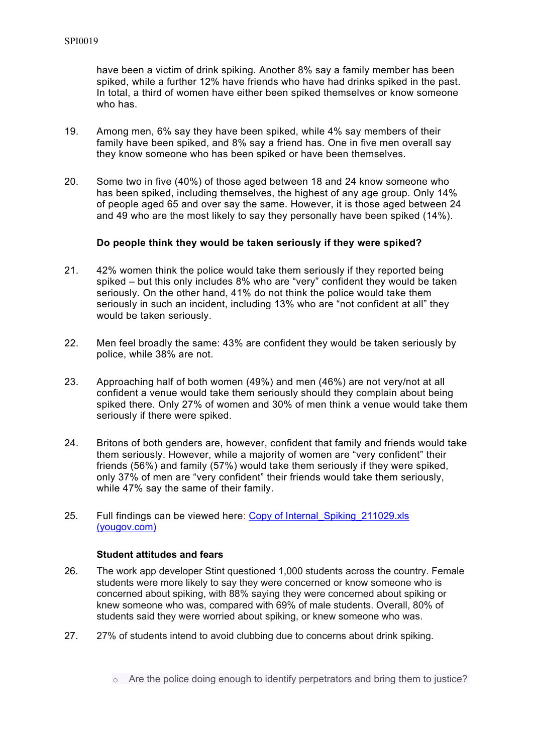have been a victim of drink spiking. Another 8% say a family member has been spiked, while a further 12% have friends who have had drinks spiked in the past. In total, a third of women have either been spiked themselves or know someone who has.

19. Among men, 6% say they have been spiked, while 4% say members of their family have been spiked, and 8% say a friend has. One in five men overall say they know someone who has been spiked or have been themselves.

20. Some two in five (40%) of those aged between 18 and 24 know someone who has been spiked, including themselves, the highest of any age group. Only 14% of people aged 65 and over say the same. However, it is those aged between 24 and 49 who are the most likely to say they personally have been spiked (14%).

**Do people think they would be taken seriously if they were spiked?**

21. 42% women think the police would take them seriously if they reported being spiked – but this only includes 8% who are "very" confident they would be taken seriously. On the other hand, 41% do not think the police would take them seriously in such an incident, including 13% who are "not confident at all" they would be taken seriously.

22. Men feel broadly the same: 43% are confident they would be taken seriously by police, while 38% are not.

23. Approaching half of both women (49%) and men (46%) are not very/not at all confident a venue would take them seriously should they complain about being spiked there. Only 27% of women and 30% of men think a venue would take them seriously if there were spiked.

24. Britons of both genders are, however, confident that family and friends would take them seriously. However, while a majority of women are "very confident" their friends (56%) and family (57%) would take them seriously if they were spiked, only 37% of men are "very confident" their friends would take them seriously, while 47% say the same of their family.

25. Full findings can be viewed here: [Copy of Internal_Spiking_211029.xls (yougov.com)]

**Student attitudes and fears**

26. The work app developer Stint questioned 1,000 students across the country. Female students were more likely to say they were concerned or know someone who is concerned about spiking, with 88% saying they were concerned about spiking or knew someone who was, compared with 69% of male students. Overall, 80% of students said they were worried about spiking, or knew someone who was.

27. 27% of students intend to avoid clubbing due to concerns about drink spiking.

- Are the police doing enough to identify perpetrators and bring them to justice?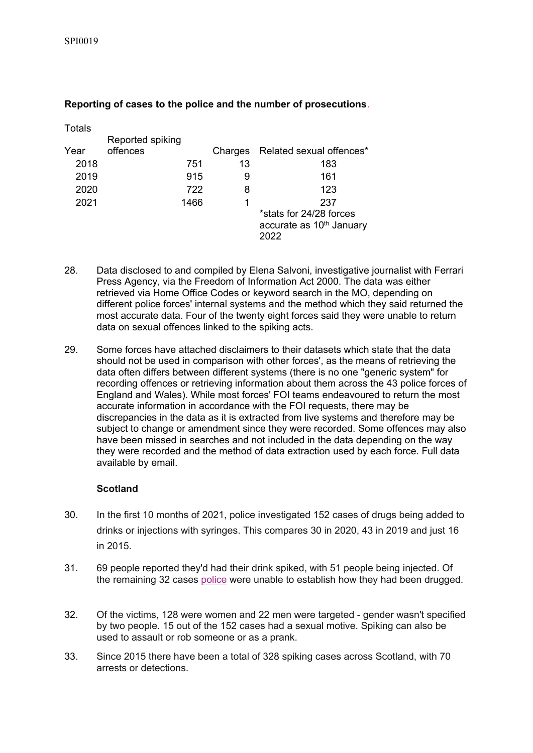**Reporting of cases to the police and the number of prosecutions**.

Totals

| Year | Reported spiking offences | Charges | Related sexual offences* |
|---|---|---|---|
| 2018 | 751 | 13 | 183 |
| 2019 | 915 | 9 | 161 |
| 2020 | 722 | 8 | 123 |
| 2021 | 1466 | 1 | 237 |

*stats for 24/28 forces accurate as 10th January 2022

28. Data disclosed to and compiled by Elena Salvoni, investigative journalist with Ferrari Press Agency, via the Freedom of Information Act 2000. The data was either retrieved via Home Office Codes or keyword search in the MO, depending on different police forces' internal systems and the method which they said returned the most accurate data. Four of the twenty eight forces said they were unable to return data on sexual offences linked to the spiking acts.

29. Some forces have attached disclaimers to their datasets which state that the data should not be used in comparison with other forces', as the means of retrieving the data often differs between different systems (there is no one "generic system" for recording offences or retrieving information about them across the 43 police forces of England and Wales). While most forces' FOI teams endeavoured to return the most accurate information in accordance with the FOI requests, there may be discrepancies in the data as it is extracted from live systems and therefore may be subject to change or amendment since they were recorded. Some offences may also have been missed in searches and not included in the data depending on the way they were recorded and the method of data extraction used by each force. Full data available by email.

**Scotland**

30. In the first 10 months of 2021, police investigated 152 cases of drugs being added to drinks or injections with syringes. This compares 30 in 2020, 43 in 2019 and just 16 in 2015.

31. 69 people reported they'd had their drink spiked, with 51 people being injected. Of the remaining 32 cases police were unable to establish how they had been drugged.

32. Of the victims, 128 were women and 22 men were targeted - gender wasn't specified by two people. 15 out of the 152 cases had a sexual motive. Spiking can also be used to assault or rob someone or as a prank.

33. Since 2015 there have been a total of 328 spiking cases across Scotland, with 70 arrests or detections.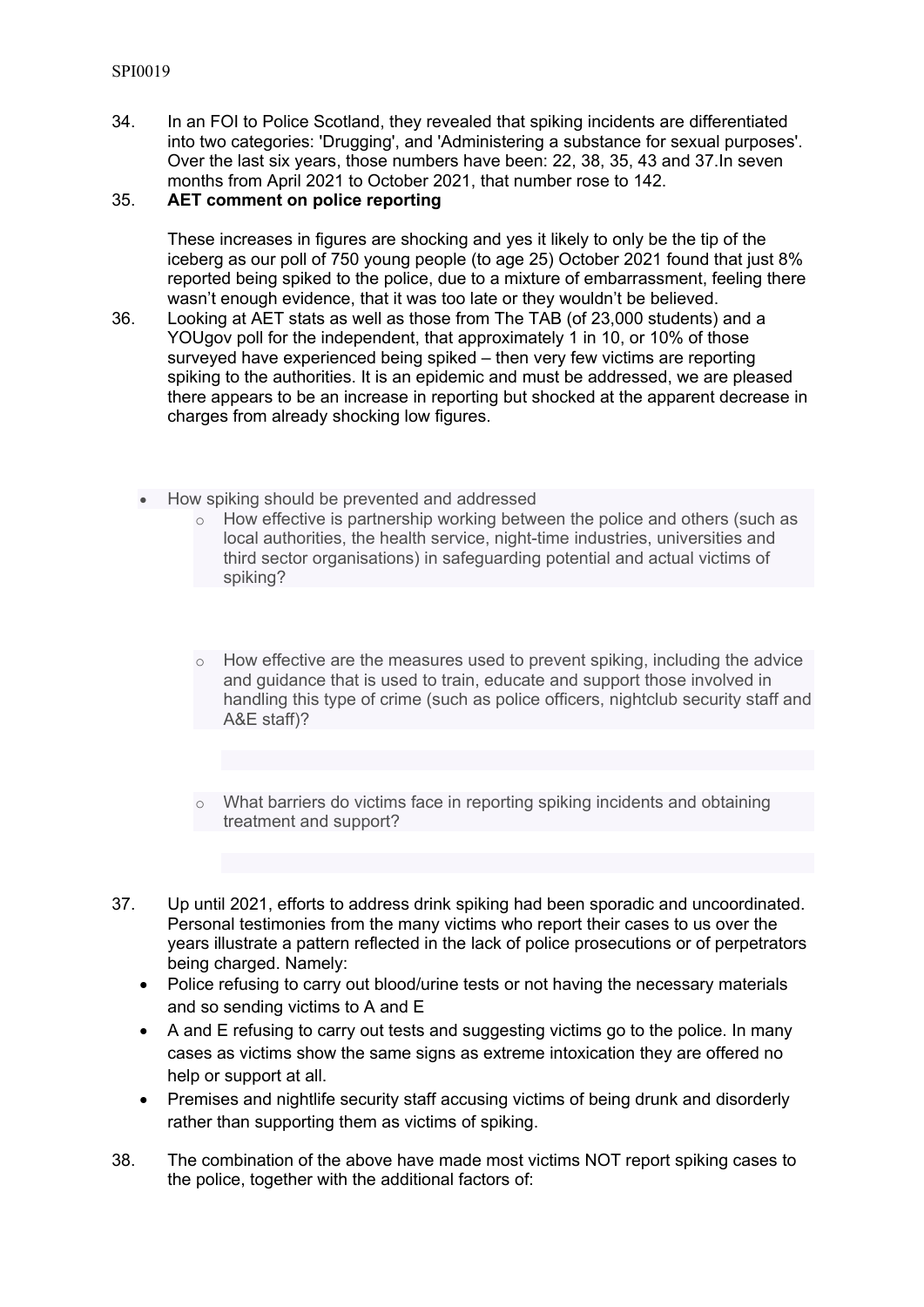34. In an FOI to Police Scotland, they revealed that spiking incidents are differentiated into two categories: 'Drugging', and 'Administering a substance for sexual purposes'. Over the last six years, those numbers have been: 22, 38, 35, 43 and 37.In seven months from April 2021 to October 2021, that number rose to 142.

35. **AET comment on police reporting**

    These increases in figures are shocking and yes it likely to only be the tip of the iceberg as our poll of 750 young people (to age 25) October 2021 found that just 8% reported being spiked to the police, due to a mixture of embarrassment, feeling there wasn't enough evidence, that it was too late or they wouldn't be believed.

36. Looking at AET stats as well as those from The TAB (of 23,000 students) and a YOUgov poll for the independent, that approximately 1 in 10, or 10% of those surveyed have experienced being spiked – then very few victims are reporting spiking to the authorities. It is an epidemic and must be addressed, we are pleased there appears to be an increase in reporting but shocked at the apparent decrease in charges from already shocking low figures.

- How spiking should be prevented and addressed
  - How effective is partnership working between the police and others (such as local authorities, the health service, night-time industries, universities and third sector organisations) in safeguarding potential and actual victims of spiking?
  - How effective are the measures used to prevent spiking, including the advice and guidance that is used to train, educate and support those involved in handling this type of crime (such as police officers, nightclub security staff and A&E staff)?
  - What barriers do victims face in reporting spiking incidents and obtaining treatment and support?

37. Up until 2021, efforts to address drink spiking had been sporadic and uncoordinated. Personal testimonies from the many victims who report their cases to us over the years illustrate a pattern reflected in the lack of police prosecutions or of perpetrators being charged. Namely:
    - Police refusing to carry out blood/urine tests or not having the necessary materials and so sending victims to A and E
    - A and E refusing to carry out tests and suggesting victims go to the police. In many cases as victims show the same signs as extreme intoxication they are offered no help or support at all.
    - Premises and nightlife security staff accusing victims of being drunk and disorderly rather than supporting them as victims of spiking.

38. The combination of the above have made most victims NOT report spiking cases to the police, together with the additional factors of: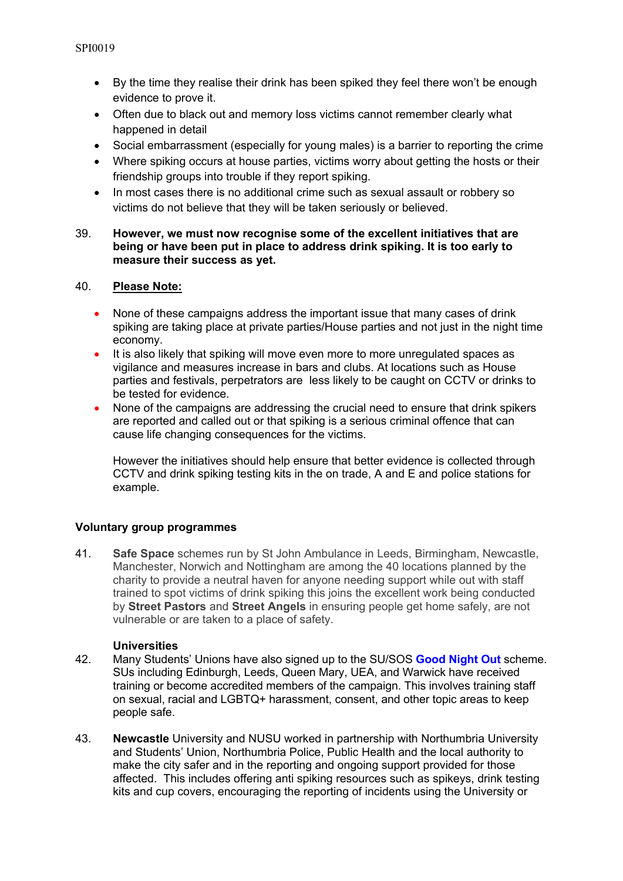- By the time they realise their drink has been spiked they feel there won't be enough evidence to prove it.
- Often due to black out and memory loss victims cannot remember clearly what happened in detail
- Social embarrassment (especially for young males) is a barrier to reporting the crime
- Where spiking occurs at house parties, victims worry about getting the hosts or their friendship groups into trouble if they report spiking.
- In most cases there is no additional crime such as sexual assault or robbery so victims do not believe that they will be taken seriously or believed.

39. **However, we must now recognise some of the excellent initiatives that are being or have been put in place to address drink spiking. It is too early to measure their success as yet.**

40. **Please Note:**

- None of these campaigns address the important issue that many cases of drink spiking are taking place at private parties/House parties and not just in the night time economy.
- It is also likely that spiking will move even more to more unregulated spaces as vigilance and measures increase in bars and clubs. At locations such as House parties and festivals, perpetrators are less likely to be caught on CCTV or drinks to be tested for evidence.
- None of the campaigns are addressing the crucial need to ensure that drink spikers are reported and called out or that spiking is a serious criminal offence that can cause life changing consequences for the victims.

However the initiatives should help ensure that better evidence is collected through CCTV and drink spiking testing kits in the on trade, A and E and police stations for example.

**Voluntary group programmes**

41. **Safe Space** schemes run by St John Ambulance in Leeds, Birmingham, Newcastle, Manchester, Norwich and Nottingham are among the 40 locations planned by the charity to provide a neutral haven for anyone needing support while out with staff trained to spot victims of drink spiking this joins the excellent work being conducted by **Street Pastors** and **Street Angels** in ensuring people get home safely, are not vulnerable or are taken to a place of safety.

**Universities**

42. Many Students' Unions have also signed up to the SU/SOS **Good Night Out** scheme. SUs including Edinburgh, Leeds, Queen Mary, UEA, and Warwick have received training or become accredited members of the campaign. This involves training staff on sexual, racial and LGBTQ+ harassment, consent, and other topic areas to keep people safe.

43. **Newcastle** University and NUSU worked in partnership with Northumbria University and Students' Union, Northumbria Police, Public Health and the local authority to make the city safer and in the reporting and ongoing support provided for those affected. This includes offering anti spiking resources such as spikeys, drink testing kits and cup covers, encouraging the reporting of incidents using the University or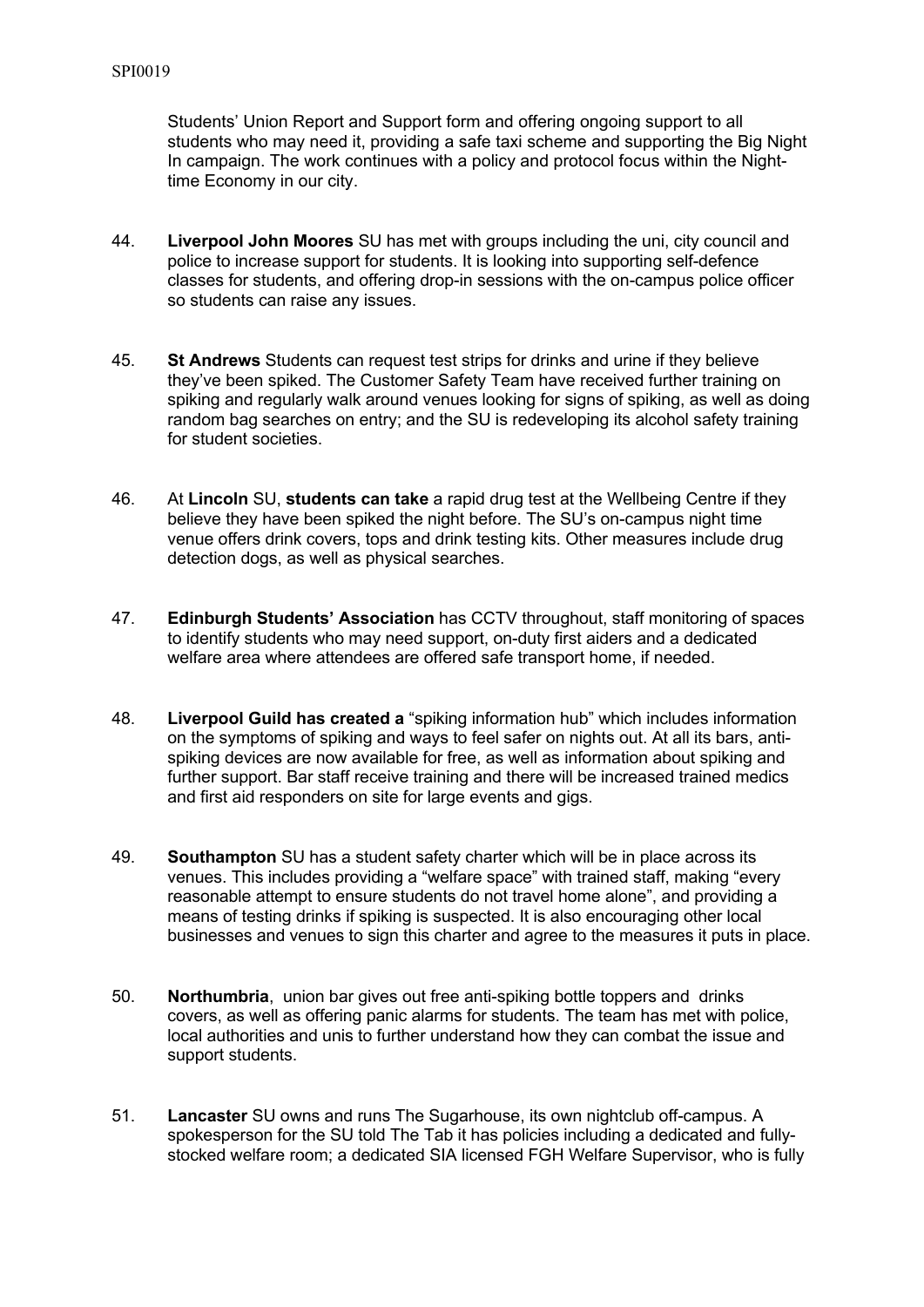Students' Union Report and Support form and offering ongoing support to all students who may need it, providing a safe taxi scheme and supporting the Big Night In campaign. The work continues with a policy and protocol focus within the Night-time Economy in our city.

44. **Liverpool John Moores** SU has met with groups including the uni, city council and police to increase support for students. It is looking into supporting self-defence classes for students, and offering drop-in sessions with the on-campus police officer so students can raise any issues.

45. **St Andrews** Students can request test strips for drinks and urine if they believe they've been spiked. The Customer Safety Team have received further training on spiking and regularly walk around venues looking for signs of spiking, as well as doing random bag searches on entry; and the SU is redeveloping its alcohol safety training for student societies.

46. At **Lincoln** SU, **students can take** a rapid drug test at the Wellbeing Centre if they believe they have been spiked the night before. The SU's on-campus night time venue offers drink covers, tops and drink testing kits. Other measures include drug detection dogs, as well as physical searches.

47. **Edinburgh Students' Association** has CCTV throughout, staff monitoring of spaces to identify students who may need support, on-duty first aiders and a dedicated welfare area where attendees are offered safe transport home, if needed.

48. **Liverpool Guild has created a** "spiking information hub" which includes information on the symptoms of spiking and ways to feel safer on nights out. At all its bars, anti-spiking devices are now available for free, as well as information about spiking and further support. Bar staff receive training and there will be increased trained medics and first aid responders on site for large events and gigs.

49. **Southampton** SU has a student safety charter which will be in place across its venues. This includes providing a "welfare space" with trained staff, making "every reasonable attempt to ensure students do not travel home alone", and providing a means of testing drinks if spiking is suspected. It is also encouraging other local businesses and venues to sign this charter and agree to the measures it puts in place.

50. **Northumbria**, union bar gives out free anti-spiking bottle toppers and drinks covers, as well as offering panic alarms for students. The team has met with police, local authorities and unis to further understand how they can combat the issue and support students.

51. **Lancaster** SU owns and runs The Sugarhouse, its own nightclub off-campus. A spokesperson for the SU told The Tab it has policies including a dedicated and fully-stocked welfare room; a dedicated SIA licensed FGH Welfare Supervisor, who is fully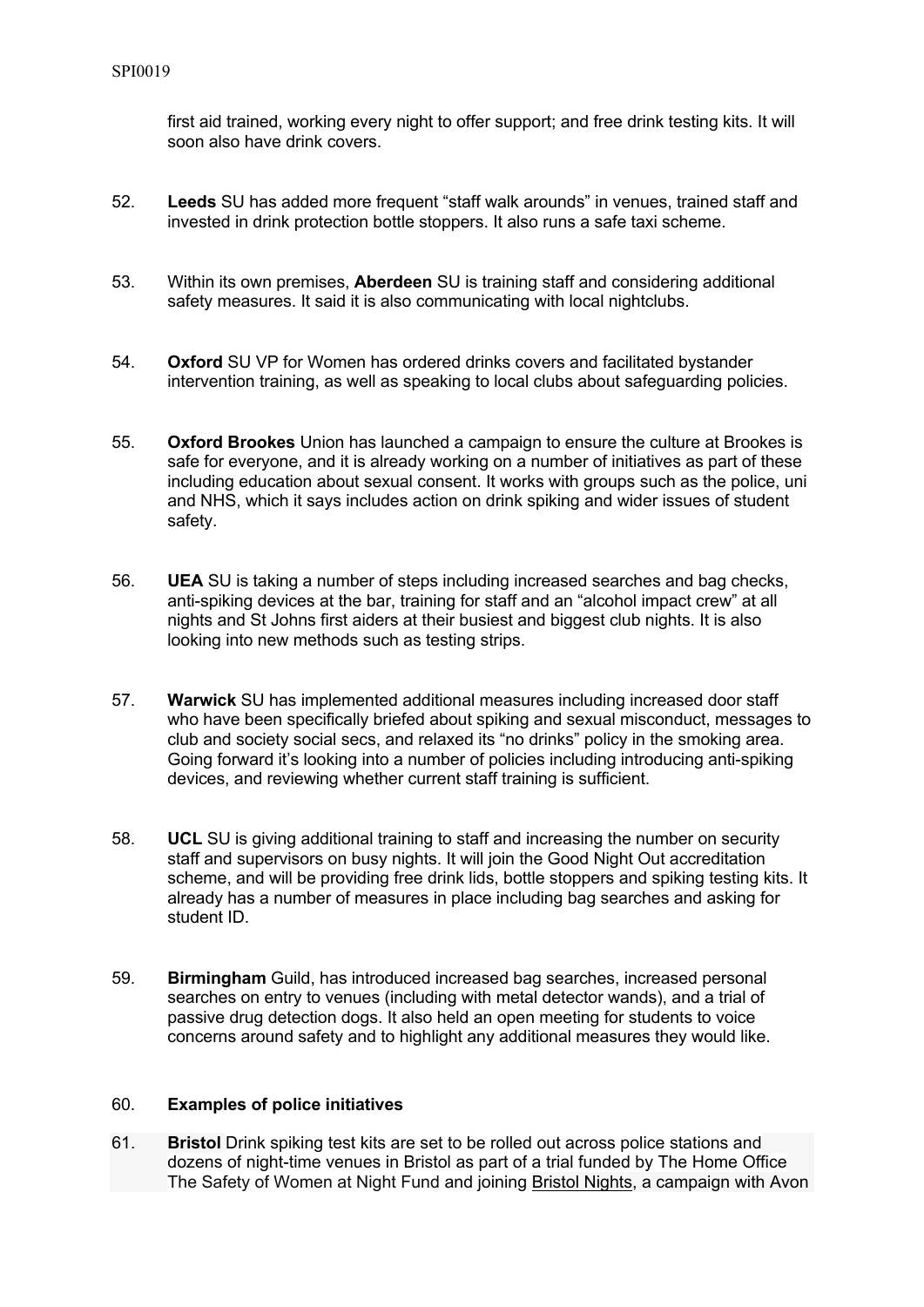first aid trained, working every night to offer support; and free drink testing kits. It will soon also have drink covers.

52. **Leeds** SU has added more frequent "staff walk arounds" in venues, trained staff and invested in drink protection bottle stoppers. It also runs a safe taxi scheme.

53. Within its own premises, **Aberdeen** SU is training staff and considering additional safety measures. It said it is also communicating with local nightclubs.

54. **Oxford** SU VP for Women has ordered drinks covers and facilitated bystander intervention training, as well as speaking to local clubs about safeguarding policies.

55. **Oxford Brookes** Union has launched a campaign to ensure the culture at Brookes is safe for everyone, and it is already working on a number of initiatives as part of these including education about sexual consent. It works with groups such as the police, uni and NHS, which it says includes action on drink spiking and wider issues of student safety.

56. **UEA** SU is taking a number of steps including increased searches and bag checks, anti-spiking devices at the bar, training for staff and an "alcohol impact crew" at all nights and St Johns first aiders at their busiest and biggest club nights. It is also looking into new methods such as testing strips.

57. **Warwick** SU has implemented additional measures including increased door staff who have been specifically briefed about spiking and sexual misconduct, messages to club and society social secs, and relaxed its "no drinks" policy in the smoking area. Going forward it's looking into a number of policies including introducing anti-spiking devices, and reviewing whether current staff training is sufficient.

58. **UCL** SU is giving additional training to staff and increasing the number on security staff and supervisors on busy nights. It will join the Good Night Out accreditation scheme, and will be providing free drink lids, bottle stoppers and spiking testing kits. It already has a number of measures in place including bag searches and asking for student ID.

59. **Birmingham** Guild, has introduced increased bag searches, increased personal searches on entry to venues (including with metal detector wands), and a trial of passive drug detection dogs. It also held an open meeting for students to voice concerns around safety and to highlight any additional measures they would like.

60. **Examples of police initiatives**

61. **Bristol** Drink spiking test kits are set to be rolled out across police stations and dozens of night-time venues in Bristol as part of a trial funded by The Home Office The Safety of Women at Night Fund and joining Bristol Nights, a campaign with Avon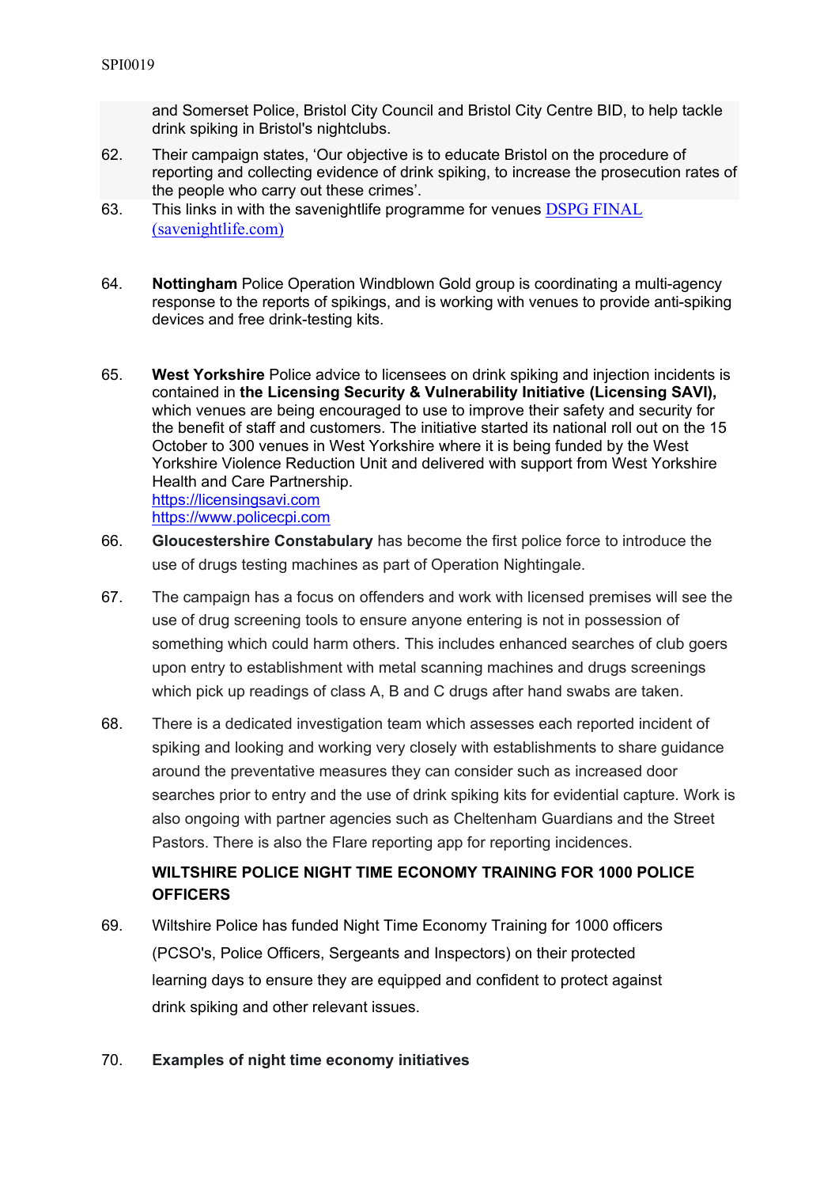and Somerset Police, Bristol City Council and Bristol City Centre BID, to help tackle drink spiking in Bristol's nightclubs.

62. Their campaign states, 'Our objective is to educate Bristol on the procedure of reporting and collecting evidence of drink spiking, to increase the prosecution rates of the people who carry out these crimes'.

63. This links in with the savenightlife programme for venues [DSPG FINAL (savenightlife.com)](savenightlife.com)

64. **Nottingham** Police Operation Windblown Gold group is coordinating a multi-agency response to the reports of spikings, and is working with venues to provide anti-spiking devices and free drink-testing kits.

65. **West Yorkshire** Police advice to licensees on drink spiking and injection incidents is contained in **the Licensing Security & Vulnerability Initiative (Licensing SAVI),** which venues are being encouraged to use to improve their safety and security for the benefit of staff and customers. The initiative started its national roll out on the 15 October to 300 venues in West Yorkshire where it is being funded by the West Yorkshire Violence Reduction Unit and delivered with support from West Yorkshire Health and Care Partnership.
https://licensingsavi.com
https://www.policecpi.com

66. **Gloucestershire Constabulary** has become the first police force to introduce the use of drugs testing machines as part of Operation Nightingale.

67. The campaign has a focus on offenders and work with licensed premises will see the use of drug screening tools to ensure anyone entering is not in possession of something which could harm others. This includes enhanced searches of club goers upon entry to establishment with metal scanning machines and drugs screenings which pick up readings of class A, B and C drugs after hand swabs are taken.

68. There is a dedicated investigation team which assesses each reported incident of spiking and looking and working very closely with establishments to share guidance around the preventative measures they can consider such as increased door searches prior to entry and the use of drink spiking kits for evidential capture. Work is also ongoing with partner agencies such as Cheltenham Guardians and the Street Pastors. There is also the Flare reporting app for reporting incidences.

**WILTSHIRE POLICE NIGHT TIME ECONOMY TRAINING FOR 1000 POLICE OFFICERS**

69. Wiltshire Police has funded Night Time Economy Training for 1000 officers (PCSO's, Police Officers, Sergeants and Inspectors) on their protected learning days to ensure they are equipped and confident to protect against drink spiking and other relevant issues.

70. **Examples of night time economy initiatives**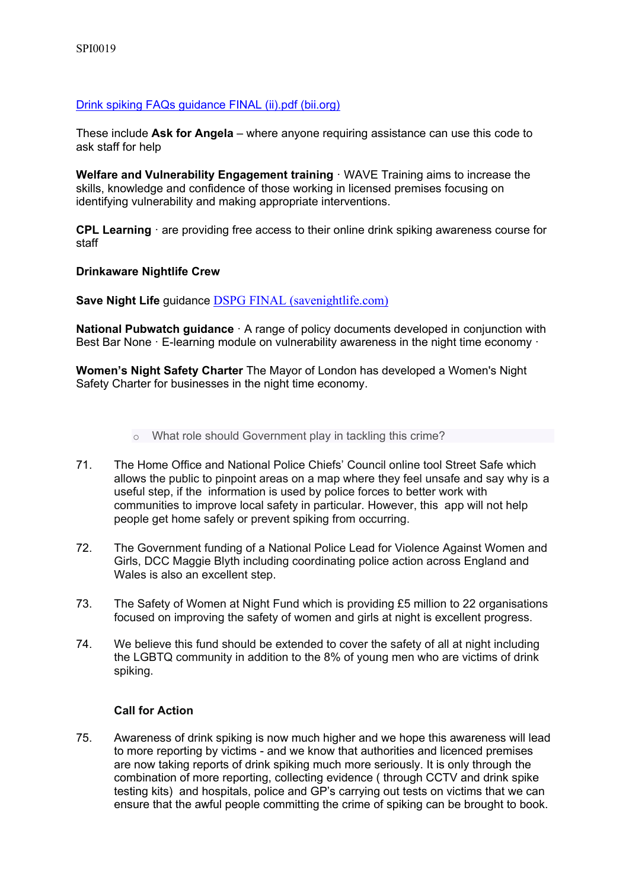[Drink spiking FAQs guidance FINAL (ii).pdf (bii.org)](Drink spiking FAQs guidance FINAL (ii).pdf (bii.org))

These include **Ask for Angela** – where anyone requiring assistance can use this code to ask staff for help

**Welfare and Vulnerability Engagement training** · WAVE Training aims to increase the skills, knowledge and confidence of those working in licensed premises focusing on identifying vulnerability and making appropriate interventions.

**CPL Learning** · are providing free access to their online drink spiking awareness course for staff

**Drinkaware Nightlife Crew**

**Save Night Life** guidance [DSPG FINAL (savenightlife.com)](DSPG FINAL (savenightlife.com))

**National Pubwatch guidance** · A range of policy documents developed in conjunction with Best Bar None · E-learning module on vulnerability awareness in the night time economy ·

**Women's Night Safety Charter** The Mayor of London has developed a Women's Night Safety Charter for businesses in the night time economy.

- What role should Government play in tackling this crime?

71. The Home Office and National Police Chiefs' Council online tool Street Safe which allows the public to pinpoint areas on a map where they feel unsafe and say why is a useful step, if the information is used by police forces to better work with communities to improve local safety in particular. However, this app will not help people get home safely or prevent spiking from occurring.

72. The Government funding of a National Police Lead for Violence Against Women and Girls, DCC Maggie Blyth including coordinating police action across England and Wales is also an excellent step.

73. The Safety of Women at Night Fund which is providing £5 million to 22 organisations focused on improving the safety of women and girls at night is excellent progress.

74. We believe this fund should be extended to cover the safety of all at night including the LGBTQ community in addition to the 8% of young men who are victims of drink spiking.

**Call for Action**

75. Awareness of drink spiking is now much higher and we hope this awareness will lead to more reporting by victims - and we know that authorities and licenced premises are now taking reports of drink spiking much more seriously. It is only through the combination of more reporting, collecting evidence ( through CCTV and drink spike testing kits) and hospitals, police and GP's carrying out tests on victims that we can ensure that the awful people committing the crime of spiking can be brought to book.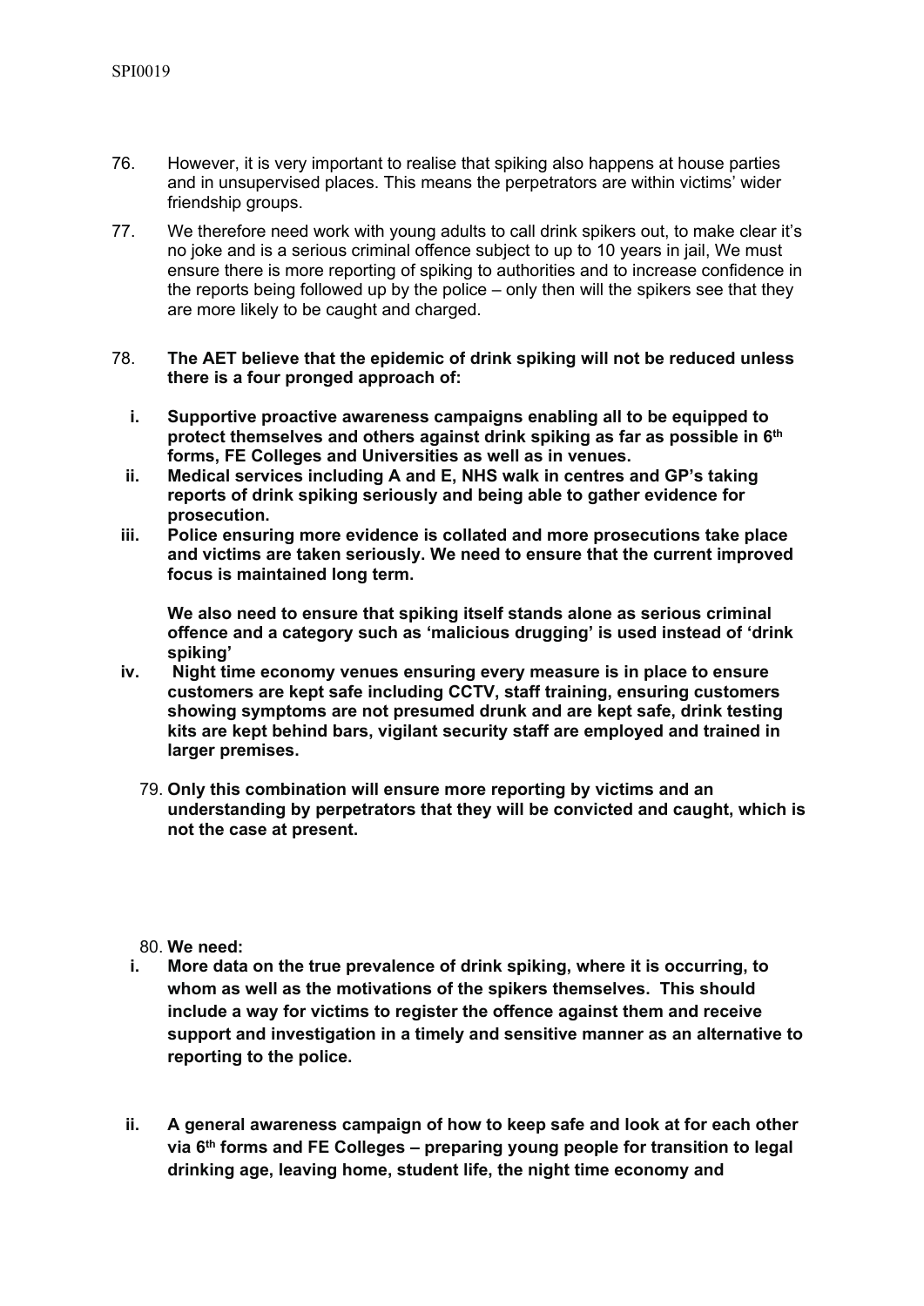76. However, it is very important to realise that spiking also happens at house parties and in unsupervised places. This means the perpetrators are within victims' wider friendship groups.

77. We therefore need work with young adults to call drink spikers out, to make clear it's no joke and is a serious criminal offence subject to up to 10 years in jail, We must ensure there is more reporting of spiking to authorities and to increase confidence in the reports being followed up by the police – only then will the spikers see that they are more likely to be caught and charged.

78. **The AET believe that the epidemic of drink spiking will not be reduced unless there is a four pronged approach of:**

   i. **Supportive proactive awareness campaigns enabling all to be equipped to protect themselves and others against drink spiking as far as possible in 6th forms, FE Colleges and Universities as well as in venues.**

   ii. **Medical services including A and E, NHS walk in centres and GP's taking reports of drink spiking seriously and being able to gather evidence for prosecution.**

   iii. **Police ensuring more evidence is collated and more prosecutions take place and victims are taken seriously. We need to ensure that the current improved focus is maintained long term.**

   **We also need to ensure that spiking itself stands alone as serious criminal offence and a category such as 'malicious drugging' is used instead of 'drink spiking'**

   iv. **Night time economy venues ensuring every measure is in place to ensure customers are kept safe including CCTV, staff training, ensuring customers showing symptoms are not presumed drunk and are kept safe, drink testing kits are kept behind bars, vigilant security staff are employed and trained in larger premises.**

79. **Only this combination will ensure more reporting by victims and an understanding by perpetrators that they will be convicted and caught, which is not the case at present.**

80. **We need:**

   i. **More data on the true prevalence of drink spiking, where it is occurring, to whom as well as the motivations of the spikers themselves. This should include a way for victims to register the offence against them and receive support and investigation in a timely and sensitive manner as an alternative to reporting to the police.**

   ii. **A general awareness campaign of how to keep safe and look at for each other via 6th forms and FE Colleges – preparing young people for transition to legal drinking age, leaving home, student life, the night time economy and**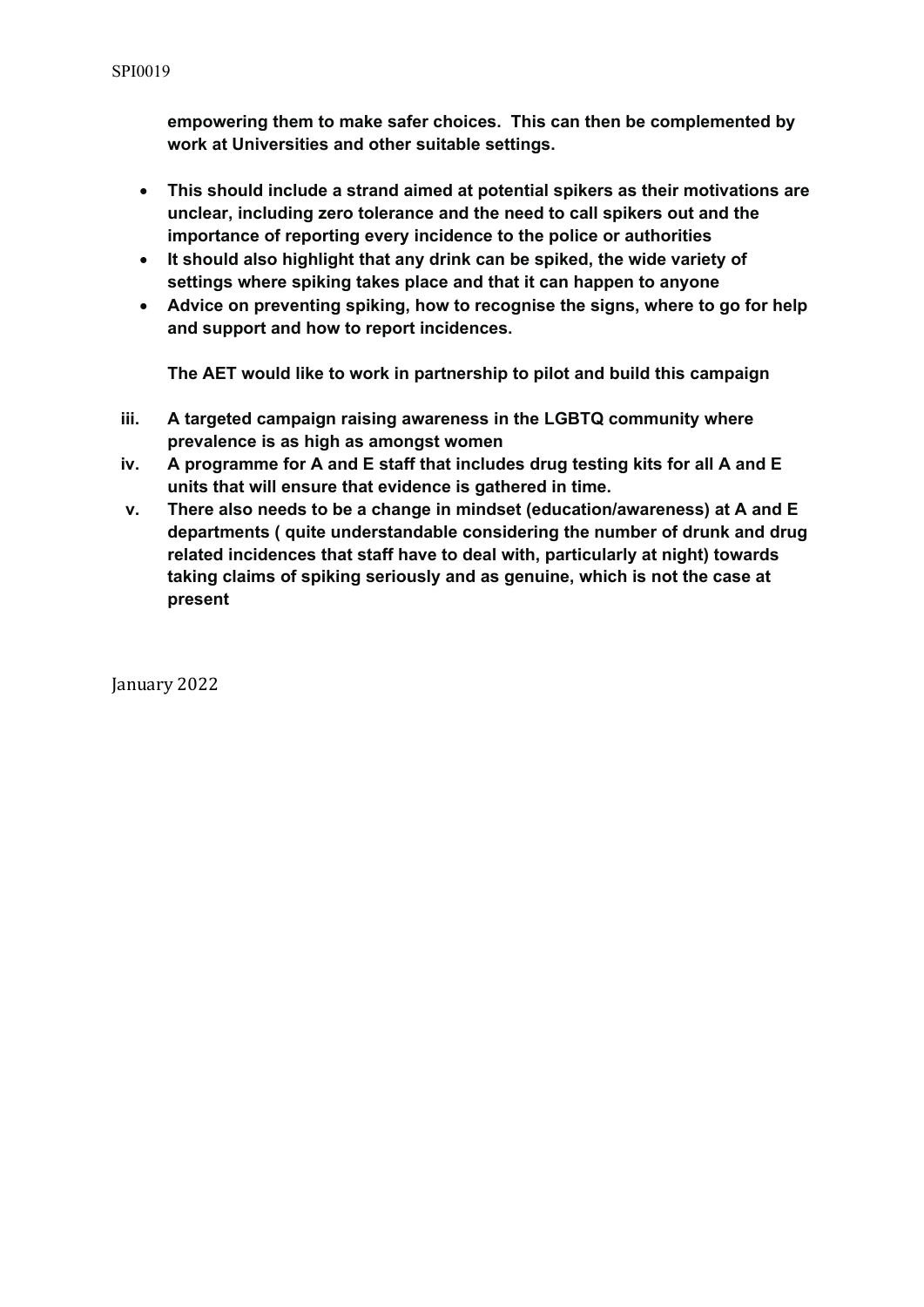**empowering them to make safer choices. This can then be complemented by work at Universities and other suitable settings.**

- **This should include a strand aimed at potential spikers as their motivations are unclear, including zero tolerance and the need to call spikers out and the importance of reporting every incidence to the police or authorities**
- **It should also highlight that any drink can be spiked, the wide variety of settings where spiking takes place and that it can happen to anyone**
- **Advice on preventing spiking, how to recognise the signs, where to go for help and support and how to report incidences.**

**The AET would like to work in partnership to pilot and build this campaign**

iii. **A targeted campaign raising awareness in the LGBTQ community where prevalence is as high as amongst women**

iv. **A programme for A and E staff that includes drug testing kits for all A and E units that will ensure that evidence is gathered in time.**

v. **There also needs to be a change in mindset (education/awareness) at A and E departments ( quite understandable considering the number of drunk and drug related incidences that staff have to deal with, particularly at night) towards taking claims of spiking seriously and as genuine, which is not the case at present**

January 2022